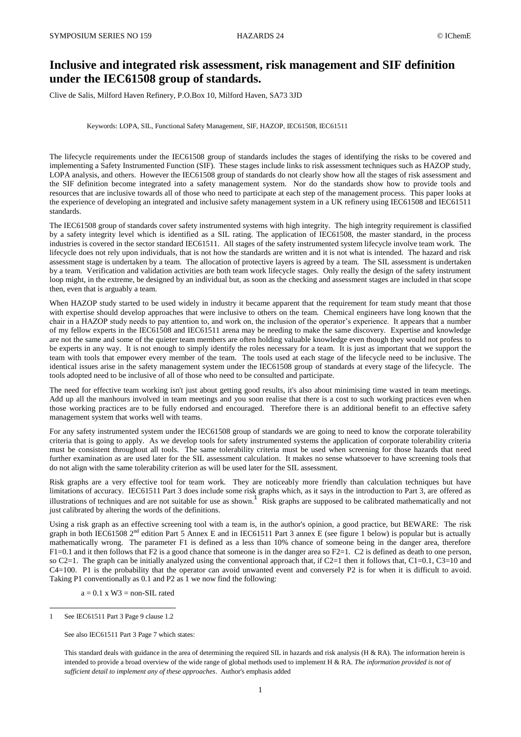# Inclusive and integrated risk assessment, risk management and SIF definition under the IEC61508 group of standards.

Clive de Salis, Milford Haven Refinery, P.O.Box 10, Milford Haven, SA73 3JD

Keywords: LOPA, SIL, Functional Safety Management, SIF, HAZOP, IEC61508, IEC61511

The lifecycle requirements under the IEC61508 group of standards includes the stages of identifying the risks to be covered and implementing a Safety Instrumented Function (SIF). These stages include links to risk assessment techniques such as HAZOP study, LOPA analysis, and others. However the IEC61508 group of standards do not clearly show how all the stages of risk assessment and the SIF definition become integrated into a safety management system. Nor do the standards show how to provide tools and resources that are inclusive towards all of those who need to participate at each step of the management process. This paper looks at the experience of developing an integrated and inclusive safety management system in a UK refinery using IEC61508 and IEC61511 standards.

The IEC61508 group of standards cover safety instrumented systems with high integrity. The high integrity requirement is classified by a safety integrity level which is identified as a SIL rating. The application of IEC61508, the master standard, in the process industries is covered in the sector standard IEC61511. All stages of the safety instrumented system lifecycle involve team work. The lifecycle does not rely upon individuals, that is not how the standards are written and it is not what is intended. The hazard and risk assessment stage is undertaken by a team. The allocation of protective layers is agreed by a team. The SIL assessment is undertaken by a team. Verification and validation activities are both team work lifecycle stages. Only really the design of the safety instrument loop might, in the extreme, be designed by an individual but, as soon as the checking and assessment stages are included in that scope then, even that is arguably a team.

When HAZOP study started to be used widely in industry it became apparent that the requirement for team study meant that those with expertise should develop approaches that were inclusive to others on the team. Chemical engineers have long known that the chair in a HAZOP study needs to pay attention to, and work on, the inclusion of the operator's experience. It appears that a number of my fellow experts in the IEC61508 and IEC61511 arena may be needing to make the same discovery. Expertise and knowledge are not the same and some of the quieter team members are often holding valuable knowledge even though they would not profess to be experts in any way. It is not enough to simply identify the roles necessary for a team. It is just as important that we support the team with tools that empower every member of the team. The tools used at each stage of the lifecycle need to be inclusive. The identical issues arise in the safety management system under the IEC61508 group of standards at every stage of the lifecycle. The tools adopted need to be inclusive of all of those who need to be consulted and participate.

The need for effective team working isn't just about getting good results, it's also about minimising time wasted in team meetings. Add up all the manhours involved in team meetings and you soon realise that there is a cost to such working practices even when those working practices are to be fully endorsed and encouraged. Therefore there is an additional benefit to an effective safety management system that works well with teams.

For any safety instrumented system under the IEC61508 group of standards we are going to need to know the corporate tolerability criteria that is going to apply. As we develop tools for safety instrumented systems the application of corporate tolerability criteria must be consistent throughout all tools. The same tolerability criteria must be used when screening for those hazards that need further examination as are used later for the SIL assessment calculation. It makes no sense whatsoever to have screening tools that do not align with the same tolerability criterion as will be used later for the SIL assessment.

Risk graphs are a very effective tool for team work. They are noticeably more friendly than calculation techniques but have limitations of accuracy. IEC61511 Part 3 does include some risk graphs which, as it says in the introduction to Part 3, are offered as illustrations of techniques and are not suitable for use as shown.[1] Risk graphs are supposed to be calibrated mathematically and not just calibrated by altering the words of the definitions.

Using a risk graph as an effective screening tool with a team is, in the author's opinion, a good practice, but BEWARE: The risk graph in both IEC61508 2nd edition Part 5 Annex E and in IEC61511 Part 3 annex E (see figure 1 below) is popular but is actually mathematically wrong. The parameter F1 is defined as a less than 10% chance of someone being in the danger area, therefore F1=0.1 and it then follows that F2 is a good chance that someone is in the danger area so F2=1. C2 is defined as death to one person, so C2=1. The graph can be initially analyzed using the conventional approach that, if C2=1 then it follows that, C1=0.1, C3=10 and C4=100. P1 is the probability that the operator can avoid unwanted event and conversely P2 is for when it is difficult to avoid. Taking P1 conventionally as 0.1 and P2 as 1 we now find the following:

a = 0.1 x W3 = non-SIL rated

---

1 See IEC61511 Part 3 Page 9 clause 1.2

See also IEC61511 Part 3 Page 7 which states:

This standard deals with guidance in the area of determining the required SIL in hazards and risk analysis (H & RA). The information herein is intended to provide a broad overview of the wide range of global methods used to implement H & RA. *The information provided is not of sufficient detail to implement any of these approaches*. Author's emphasis added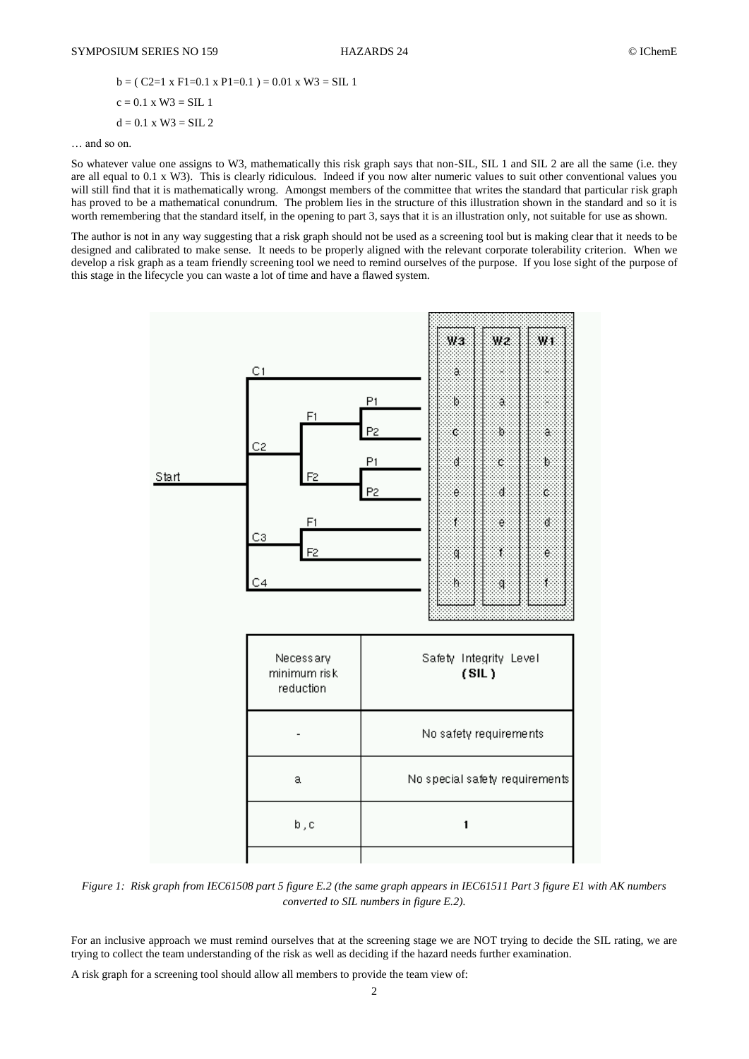$b = (C2=1 \times F1=0.1 \times P1=0.1) = 0.01 \times W3 = \text{SIL } 1$

$c = 0.1 \times W3 = \text{SIL } 1$

$d = 0.1 \times W3 = \text{SIL } 2$

… and so on.

So whatever value one assigns to W3, mathematically this risk graph says that non-SIL, SIL 1 and SIL 2 are all the same (i.e. they are all equal to 0.1 x W3). This is clearly ridiculous. Indeed if you now alter numeric values to suit other conventional values you will still find that it is mathematically wrong. Amongst members of the committee that writes the standard that particular risk graph has proved to be a mathematical conundrum. The problem lies in the structure of this illustration shown in the standard and so it is worth remembering that the standard itself, in the opening to part 3, says that it is an illustration only, not suitable for use as shown.

The author is not in any way suggesting that a risk graph should not be used as a screening tool but is making clear that it needs to be designed and calibrated to make sense. It needs to be properly aligned with the relevant corporate tolerability criterion. When we develop a risk graph as a team friendly screening tool we need to remind ourselves of the purpose. If you lose sight of the purpose of this stage in the lifecycle you can waste a lot of time and have a flawed system.

| Necessary minimum risk reduction | Safety Integrity Level **(SIL)** |
| --- | --- |
| - | No safety requirements |
| a | No special safety requirements |
| b , c | **1** |

*Figure 1: Risk graph from IEC61508 part 5 figure E.2 (the same graph appears in IEC61511 Part 3 figure E1 with AK numbers converted to SIL numbers in figure E.2).*

For an inclusive approach we must remind ourselves that at the screening stage we are NOT trying to decide the SIL rating, we are trying to collect the team understanding of the risk as well as deciding if the hazard needs further examination.

A risk graph for a screening tool should allow all members to provide the team view of: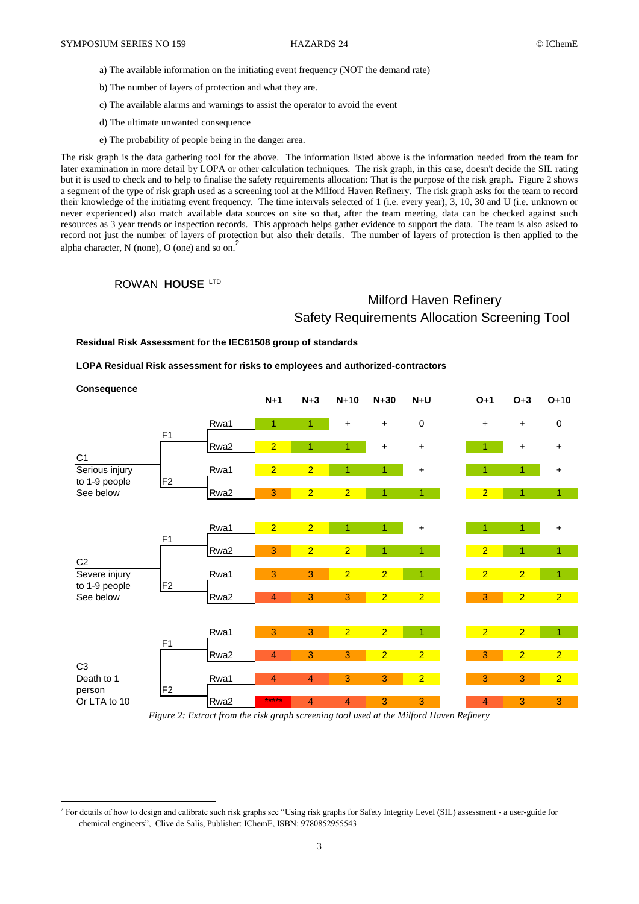a) The available information on the initiating event frequency (NOT the demand rate)

b) The number of layers of protection and what they are.

c) The available alarms and warnings to assist the operator to avoid the event

d) The ultimate unwanted consequence

e) The probability of people being in the danger area.

The risk graph is the data gathering tool for the above. The information listed above is the information needed from the team for later examination in more detail by LOPA or other calculation techniques. The risk graph, in this case, doesn't decide the SIL rating but it is used to check and to help to finalise the safety requirements allocation: That is the purpose of the risk graph. Figure 2 shows a segment of the type of risk graph used as a screening tool at the Milford Haven Refinery. The risk graph asks for the team to record their knowledge of the initiating event frequency. The time intervals selected of 1 (i.e. every year), 3, 10, 30 and U (i.e. unknown or never experienced) also match available data sources on site so that, after the team meeting, data can be checked against such resources as 3 year trends or inspection records. This approach helps gather evidence to support the data. The team is also asked to record not just the number of layers of protection but also their details. The number of layers of protection is then applied to the alpha character, N (none), O (one) and so on.[2]

ROWAN **HOUSE** LTD

Milford Haven Refinery
Safety Requirements Allocation Screening Tool

**Residual Risk Assessment for the IEC61508 group of standards**

**LOPA Residual Risk assessment for risks to employees and authorized-contractors**

**Consequence**

| Consequence | F | Rwa | N+1 | N+3 | N+10 | N+30 | N+U | O+1 | O+3 | O+10 |
|---|---|---|---|---|---|---|---|---|---|---|
| C1 Serious injury to 1-9 people See below | F1 | Rwa1 | 1 | 1 | + | + | 0 | + | + | 0 |
| | | Rwa2 | 2 | 1 | 1 | + | + | 1 | + | + |
| | F2 | Rwa1 | 2 | 2 | 1 | 1 | + | 1 | 1 | + |
| | | Rwa2 | 3 | 2 | 2 | 1 | 1 | 2 | 1 | 1 |
| C2 Severe injury to 1-9 people See below | F1 | Rwa1 | 2 | 2 | 1 | 1 | + | 1 | 1 | + |
| | | Rwa2 | 3 | 2 | 2 | 1 | 1 | 2 | 1 | 1 |
| | F2 | Rwa1 | 3 | 3 | 2 | 2 | 1 | 2 | 2 | 1 |
| | | Rwa2 | 4 | 3 | 3 | 2 | 2 | 3 | 2 | 2 |
| C3 Death to 1 person Or LTA to 10 | F1 | Rwa1 | 3 | 3 | 2 | 2 | 1 | 2 | 2 | 1 |
| | | Rwa2 | 4 | 3 | 3 | 2 | 2 | 3 | 2 | 2 |
| | F2 | Rwa1 | 4 | 4 | 3 | 3 | 2 | 3 | 3 | 2 |
| | | Rwa2 | ***** | 4 | 4 | 3 | 3 | 4 | 3 | 3 |

*Figure 2: Extract from the risk graph screening tool used at the Milford Haven Refinery*

[2] For details of how to design and calibrate such risk graphs see "Using risk graphs for Safety Integrity Level (SIL) assessment - a user-guide for chemical engineers", Clive de Salis, Publisher: IChemE, ISBN: 9780852955543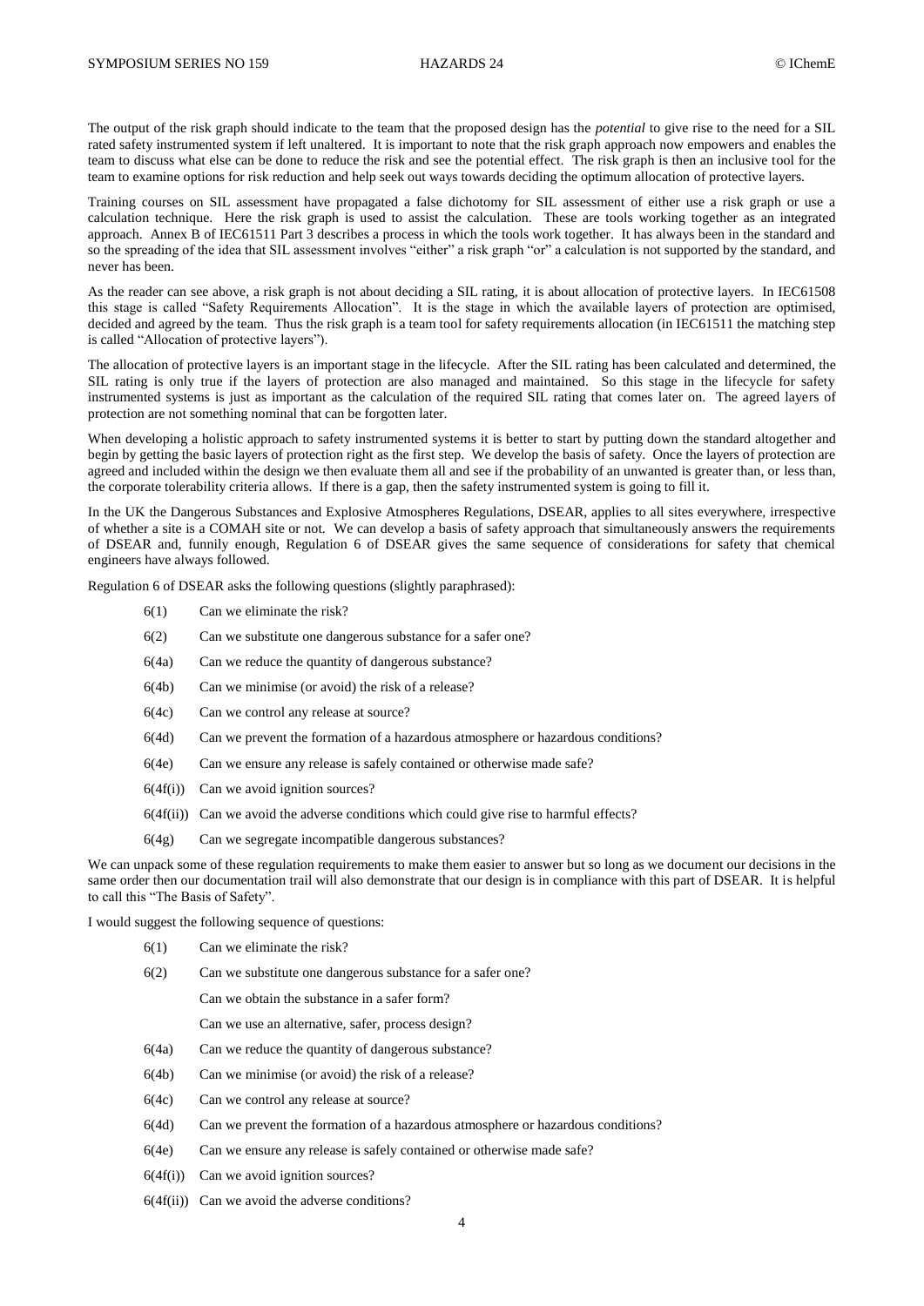The output of the risk graph should indicate to the team that the proposed design has the *potential* to give rise to the need for a SIL rated safety instrumented system if left unaltered. It is important to note that the risk graph approach now empowers and enables the team to discuss what else can be done to reduce the risk and see the potential effect. The risk graph is then an inclusive tool for the team to examine options for risk reduction and help seek out ways towards deciding the optimum allocation of protective layers.

Training courses on SIL assessment have propagated a false dichotomy for SIL assessment of either use a risk graph or use a calculation technique. Here the risk graph is used to assist the calculation. These are tools working together as an integrated approach. Annex B of IEC61511 Part 3 describes a process in which the tools work together. It has always been in the standard and so the spreading of the idea that SIL assessment involves "either" a risk graph "or" a calculation is not supported by the standard, and never has been.

As the reader can see above, a risk graph is not about deciding a SIL rating, it is about allocation of protective layers. In IEC61508 this stage is called "Safety Requirements Allocation". It is the stage in which the available layers of protection are optimised, decided and agreed by the team. Thus the risk graph is a team tool for safety requirements allocation (in IEC61511 the matching step is called "Allocation of protective layers").

The allocation of protective layers is an important stage in the lifecycle. After the SIL rating has been calculated and determined, the SIL rating is only true if the layers of protection are also managed and maintained. So this stage in the lifecycle for safety instrumented systems is just as important as the calculation of the required SIL rating that comes later on. The agreed layers of protection are not something nominal that can be forgotten later.

When developing a holistic approach to safety instrumented systems it is better to start by putting down the standard altogether and begin by getting the basic layers of protection right as the first step. We develop the basis of safety. Once the layers of protection are agreed and included within the design we then evaluate them all and see if the probability of an unwanted is greater than, or less than, the corporate tolerability criteria allows. If there is a gap, then the safety instrumented system is going to fill it.

In the UK the Dangerous Substances and Explosive Atmospheres Regulations, DSEAR, applies to all sites everywhere, irrespective of whether a site is a COMAH site or not. We can develop a basis of safety approach that simultaneously answers the requirements of DSEAR and, funnily enough, Regulation 6 of DSEAR gives the same sequence of considerations for safety that chemical engineers have always followed.

Regulation 6 of DSEAR asks the following questions (slightly paraphrased):

- 6(1) Can we eliminate the risk?
- 6(2) Can we substitute one dangerous substance for a safer one?
- 6(4a) Can we reduce the quantity of dangerous substance?
- 6(4b) Can we minimise (or avoid) the risk of a release?
- 6(4c) Can we control any release at source?
- 6(4d) Can we prevent the formation of a hazardous atmosphere or hazardous conditions?
- 6(4e) Can we ensure any release is safely contained or otherwise made safe?
- 6(4f(i)) Can we avoid ignition sources?
- 6(4f(ii)) Can we avoid the adverse conditions which could give rise to harmful effects?
- 6(4g) Can we segregate incompatible dangerous substances?

We can unpack some of these regulation requirements to make them easier to answer but so long as we document our decisions in the same order then our documentation trail will also demonstrate that our design is in compliance with this part of DSEAR. It is helpful to call this "The Basis of Safety".

I would suggest the following sequence of questions:

- 6(1) Can we eliminate the risk?
- 6(2) Can we substitute one dangerous substance for a safer one?
  - Can we obtain the substance in a safer form?
  - Can we use an alternative, safer, process design?
- 6(4a) Can we reduce the quantity of dangerous substance?
- 6(4b) Can we minimise (or avoid) the risk of a release?
- 6(4c) Can we control any release at source?
- 6(4d) Can we prevent the formation of a hazardous atmosphere or hazardous conditions?
- 6(4e) Can we ensure any release is safely contained or otherwise made safe?
- 6(4f(i)) Can we avoid ignition sources?
- 6(4f(ii)) Can we avoid the adverse conditions?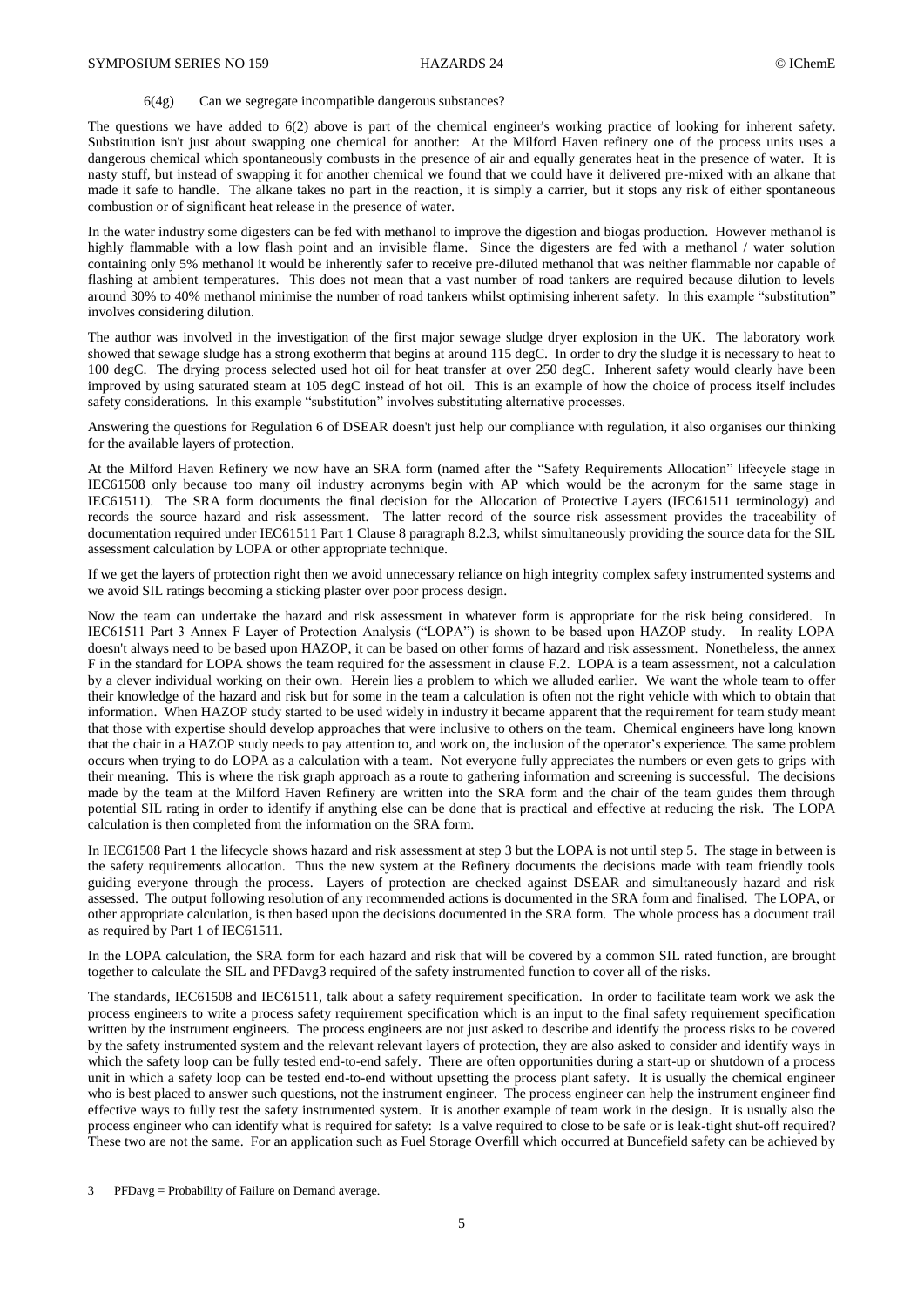6(4g) Can we segregate incompatible dangerous substances?

The questions we have added to 6(2) above is part of the chemical engineer's working practice of looking for inherent safety. Substitution isn't just about swapping one chemical for another: At the Milford Haven refinery one of the process units uses a dangerous chemical which spontaneously combusts in the presence of air and equally generates heat in the presence of water. It is nasty stuff, but instead of swapping it for another chemical we found that we could have it delivered pre-mixed with an alkane that made it safe to handle. The alkane takes no part in the reaction, it is simply a carrier, but it stops any risk of either spontaneous combustion or of significant heat release in the presence of water.

In the water industry some digesters can be fed with methanol to improve the digestion and biogas production. However methanol is highly flammable with a low flash point and an invisible flame. Since the digesters are fed with a methanol / water solution containing only 5% methanol it would be inherently safer to receive pre-diluted methanol that was neither flammable nor capable of flashing at ambient temperatures. This does not mean that a vast number of road tankers are required because dilution to levels around 30% to 40% methanol minimise the number of road tankers whilst optimising inherent safety. In this example "substitution" involves considering dilution.

The author was involved in the investigation of the first major sewage sludge dryer explosion in the UK. The laboratory work showed that sewage sludge has a strong exotherm that begins at around 115 degC. In order to dry the sludge it is necessary to heat to 100 degC. The drying process selected used hot oil for heat transfer at over 250 degC. Inherent safety would clearly have been improved by using saturated steam at 105 degC instead of hot oil. This is an example of how the choice of process itself includes safety considerations. In this example "substitution" involves substituting alternative processes.

Answering the questions for Regulation 6 of DSEAR doesn't just help our compliance with regulation, it also organises our thinking for the available layers of protection.

At the Milford Haven Refinery we now have an SRA form (named after the "Safety Requirements Allocation" lifecycle stage in IEC61508 only because too many oil industry acronyms begin with AP which would be the acronym for the same stage in IEC61511). The SRA form documents the final decision for the Allocation of Protective Layers (IEC61511 terminology) and records the source hazard and risk assessment. The latter record of the source risk assessment provides the traceability of documentation required under IEC61511 Part 1 Clause 8 paragraph 8.2.3, whilst simultaneously providing the source data for the SIL assessment calculation by LOPA or other appropriate technique.

If we get the layers of protection right then we avoid unnecessary reliance on high integrity complex safety instrumented systems and we avoid SIL ratings becoming a sticking plaster over poor process design.

Now the team can undertake the hazard and risk assessment in whatever form is appropriate for the risk being considered. In IEC61511 Part 3 Annex F Layer of Protection Analysis ("LOPA") is shown to be based upon HAZOP study. In reality LOPA doesn't always need to be based upon HAZOP, it can be based on other forms of hazard and risk assessment. Nonetheless, the annex F in the standard for LOPA shows the team required for the assessment in clause F.2. LOPA is a team assessment, not a calculation by a clever individual working on their own. Herein lies a problem to which we alluded earlier. We want the whole team to offer their knowledge of the hazard and risk but for some in the team a calculation is often not the right vehicle with which to obtain that information. When HAZOP study started to be used widely in industry it became apparent that the requirement for team study meant that those with expertise should develop approaches that were inclusive to others on the team. Chemical engineers have long known that the chair in a HAZOP study needs to pay attention to, and work on, the inclusion of the operator's experience. The same problem occurs when trying to do LOPA as a calculation with a team. Not everyone fully appreciates the numbers or even gets to grips with their meaning. This is where the risk graph approach as a route to gathering information and screening is successful. The decisions made by the team at the Milford Haven Refinery are written into the SRA form and the chair of the team guides them through potential SIL rating in order to identify if anything else can be done that is practical and effective at reducing the risk. The LOPA calculation is then completed from the information on the SRA form.

In IEC61508 Part 1 the lifecycle shows hazard and risk assessment at step 3 but the LOPA is not until step 5. The stage in between is the safety requirements allocation. Thus the new system at the Refinery documents the decisions made with team friendly tools guiding everyone through the process. Layers of protection are checked against DSEAR and simultaneously hazard and risk assessed. The output following resolution of any recommended actions is documented in the SRA form and finalised. The LOPA, or other appropriate calculation, is then based upon the decisions documented in the SRA form. The whole process has a document trail as required by Part 1 of IEC61511.

In the LOPA calculation, the SRA form for each hazard and risk that will be covered by a common SIL rated function, are brought together to calculate the SIL and PFDavg[3] required of the safety instrumented function to cover all of the risks.

The standards, IEC61508 and IEC61511, talk about a safety requirement specification. In order to facilitate team work we ask the process engineers to write a process safety requirement specification which is an input to the final safety requirement specification written by the instrument engineers. The process engineers are not just asked to describe and identify the process risks to be covered by the safety instrumented system and the relevant relevant layers of protection, they are also asked to consider and identify ways in which the safety loop can be fully tested end-to-end safely. There are often opportunities during a start-up or shutdown of a process unit in which a safety loop can be tested end-to-end without upsetting the process plant safety. It is usually the chemical engineer who is best placed to answer such questions, not the instrument engineer. The process engineer can help the instrument engineer find effective ways to fully test the safety instrumented system. It is another example of team work in the design. It is usually also the process engineer who can identify what is required for safety: Is a valve required to close to be safe or is leak-tight shut-off required? These two are not the same. For an application such as Fuel Storage Overfill which occurred at Buncefield safety can be achieved by

---

[3] PFDavg = Probability of Failure on Demand average.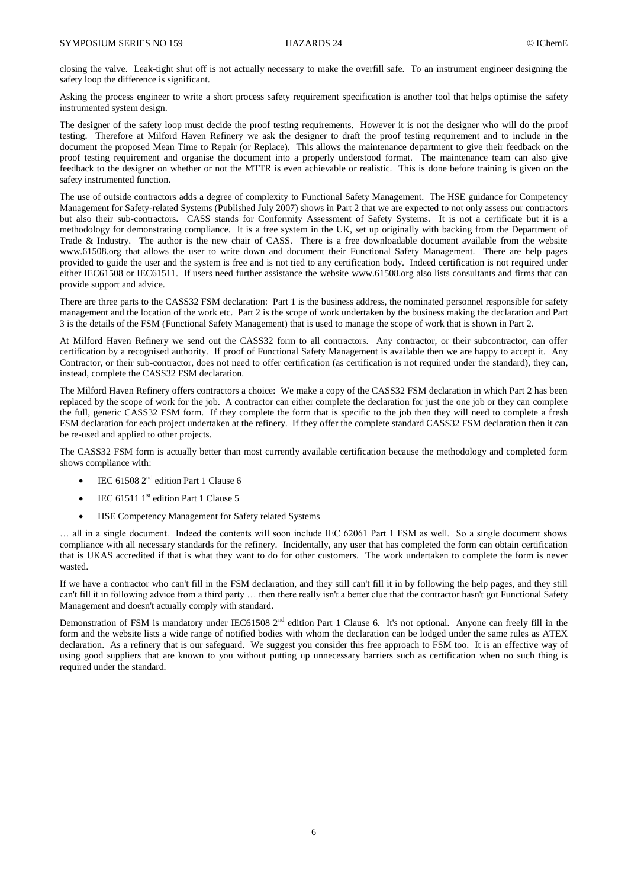closing the valve. Leak-tight shut off is not actually necessary to make the overfill safe. To an instrument engineer designing the safety loop the difference is significant.

Asking the process engineer to write a short process safety requirement specification is another tool that helps optimise the safety instrumented system design.

The designer of the safety loop must decide the proof testing requirements. However it is not the designer who will do the proof testing. Therefore at Milford Haven Refinery we ask the designer to draft the proof testing requirement and to include in the document the proposed Mean Time to Repair (or Replace). This allows the maintenance department to give their feedback on the proof testing requirement and organise the document into a properly understood format. The maintenance team can also give feedback to the designer on whether or not the MTTR is even achievable or realistic. This is done before training is given on the safety instrumented function.

The use of outside contractors adds a degree of complexity to Functional Safety Management. The HSE guidance for Competency Management for Safety-related Systems (Published July 2007) shows in Part 2 that we are expected to not only assess our contractors but also their sub-contractors. CASS stands for Conformity Assessment of Safety Systems. It is not a certificate but it is a methodology for demonstrating compliance. It is a free system in the UK, set up originally with backing from the Department of Trade & Industry. The author is the new chair of CASS. There is a free downloadable document available from the website www.61508.org that allows the user to write down and document their Functional Safety Management. There are help pages provided to guide the user and the system is free and is not tied to any certification body. Indeed certification is not required under either IEC61508 or IEC61511. If users need further assistance the website www.61508.org also lists consultants and firms that can provide support and advice.

There are three parts to the CASS32 FSM declaration: Part 1 is the business address, the nominated personnel responsible for safety management and the location of the work etc. Part 2 is the scope of work undertaken by the business making the declaration and Part 3 is the details of the FSM (Functional Safety Management) that is used to manage the scope of work that is shown in Part 2.

At Milford Haven Refinery we send out the CASS32 form to all contractors. Any contractor, or their subcontractor, can offer certification by a recognised authority. If proof of Functional Safety Management is available then we are happy to accept it. Any Contractor, or their sub-contractor, does not need to offer certification (as certification is not required under the standard), they can, instead, complete the CASS32 FSM declaration.

The Milford Haven Refinery offers contractors a choice: We make a copy of the CASS32 FSM declaration in which Part 2 has been replaced by the scope of work for the job. A contractor can either complete the declaration for just the one job or they can complete the full, generic CASS32 FSM form. If they complete the form that is specific to the job then they will need to complete a fresh FSM declaration for each project undertaken at the refinery. If they offer the complete standard CASS32 FSM declaration then it can be re-used and applied to other projects.

The CASS32 FSM form is actually better than most currently available certification because the methodology and completed form shows compliance with:

- IEC 61508 2nd edition Part 1 Clause 6
- IEC 61511 1st edition Part 1 Clause 5
- HSE Competency Management for Safety related Systems

… all in a single document. Indeed the contents will soon include IEC 62061 Part 1 FSM as well. So a single document shows compliance with all necessary standards for the refinery. Incidentally, any user that has completed the form can obtain certification that is UKAS accredited if that is what they want to do for other customers. The work undertaken to complete the form is never wasted.

If we have a contractor who can't fill in the FSM declaration, and they still can't fill it in by following the help pages, and they still can't fill it in following advice from a third party … then there really isn't a better clue that the contractor hasn't got Functional Safety Management and doesn't actually comply with standard.

Demonstration of FSM is mandatory under IEC61508 2nd edition Part 1 Clause 6. It's not optional. Anyone can freely fill in the form and the website lists a wide range of notified bodies with whom the declaration can be lodged under the same rules as ATEX declaration. As a refinery that is our safeguard. We suggest you consider this free approach to FSM too. It is an effective way of using good suppliers that are known to you without putting up unnecessary barriers such as certification when no such thing is required under the standard.